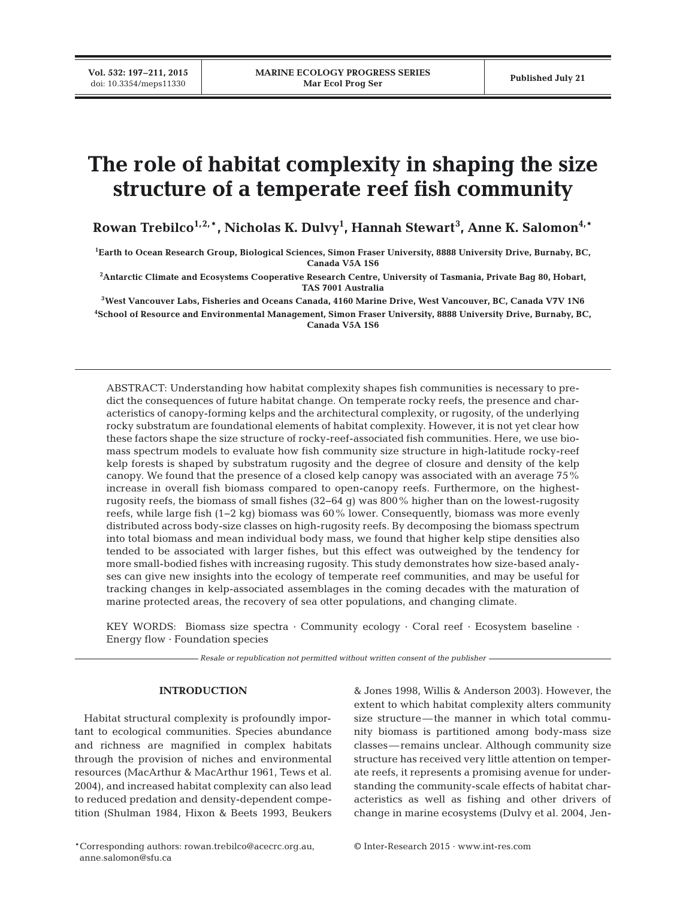# The role of habitat complexity in shaping the size structure of a temperate reef fish community

**Rowan Trebilco[1,2,*], Nicholas K. Dulvy[1], Hannah Stewart[3], Anne K. Salomon[4,*]**

[1]Earth to Ocean Research Group, Biological Sciences, Simon Fraser University, 8888 University Drive, Burnaby, BC, Canada V5A 1S6

[2]Antarctic Climate and Ecosystems Cooperative Research Centre, University of Tasmania, Private Bag 80, Hobart, TAS 7001 Australia

[3]West Vancouver Labs, Fisheries and Oceans Canada, 4160 Marine Drive, West Vancouver, BC, Canada V7V 1N6

[4]School of Resource and Environmental Management, Simon Fraser University, 8888 University Drive, Burnaby, BC, Canada V5A 1S6

ABSTRACT: Understanding how habitat complexity shapes fish communities is necessary to predict the consequences of future habitat change. On temperate rocky reefs, the presence and characteristics of canopy-forming kelps and the architectural complexity, or rugosity, of the underlying rocky substratum are foundational elements of habitat complexity. However, it is not yet clear how these factors shape the size structure of rocky-reef-associated fish communities. Here, we use biomass spectrum models to evaluate how fish community size structure in high-latitude rocky-reef kelp forests is shaped by substratum rugosity and the degree of closure and density of the kelp canopy. We found that the presence of a closed kelp canopy was associated with an average 75% increase in overall fish biomass compared to open-canopy reefs. Furthermore, on the highest-rugosity reefs, the biomass of small fishes (32–64 g) was 800% higher than on the lowest-rugosity reefs, while large fish (1–2 kg) biomass was 60% lower. Consequently, biomass was more evenly distributed across body-size classes on high-rugosity reefs. By decomposing the biomass spectrum into total biomass and mean individual body mass, we found that higher kelp stipe densities also tended to be associated with larger fishes, but this effect was outweighed by the tendency for more small-bodied fishes with increasing rugosity. This study demonstrates how size-based analyses can give new insights into the ecology of temperate reef communities, and may be useful for tracking changes in kelp-associated assemblages in the coming decades with the maturation of marine protected areas, the recovery of sea otter populations, and changing climate.

KEY WORDS: Biomass size spectra · Community ecology · Coral reef · Ecosystem baseline · Energy flow · Foundation species

*Resale or republication not permitted without written consent of the publisher*

## INTRODUCTION

Habitat structural complexity is profoundly important to ecological communities. Species abundance and richness are magnified in complex habitats through the provision of niches and environmental resources (MacArthur & MacArthur 1961, Tews et al. 2004), and increased habitat complexity can also lead to reduced predation and density-dependent competition (Shulman 1984, Hixon & Beets 1993, Beukers & Jones 1998, Willis & Anderson 2003). However, the extent to which habitat complexity alters community size structure — the manner in which total community biomass is partitioned among body-mass size classes — remains unclear. Although community size structure has received very little attention on temperate reefs, it represents a promising avenue for understanding the community-scale effects of habitat characteristics as well as fishing and other drivers of change in marine ecosystems (Dulvy et al. 2004, Jen-

*Corresponding authors: rowan.trebilco@acecrc.org.au, anne.salomon@sfu.ca

© Inter-Research 2015 · www.int-res.com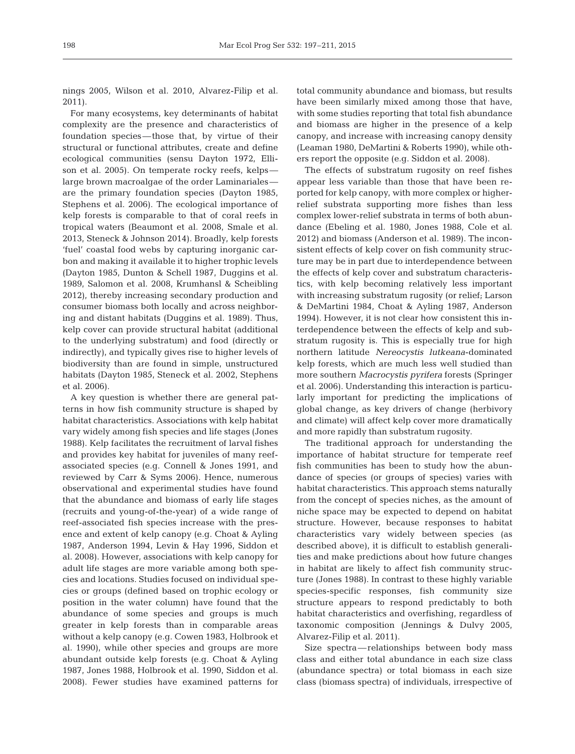nings 2005, Wilson et al. 2010, Alvarez-Filip et al. 2011).

For many ecosystems, key determinants of habitat complexity are the presence and characteristics of foundation species — those that, by virtue of their structural or functional attributes, create and define ecological communities (sensu Dayton 1972, Ellison et al. 2005). On temperate rocky reefs, kelps — large brown macroalgae of the order Laminariales — are the primary foundation species (Dayton 1985, Stephens et al. 2006). The ecological importance of kelp forests is comparable to that of coral reefs in tropical waters (Beaumont et al. 2008, Smale et al. 2013, Steneck & Johnson 2014). Broadly, kelp forests 'fuel' coastal food webs by capturing inorganic carbon and making it available it to higher trophic levels (Dayton 1985, Dunton & Schell 1987, Duggins et al. 1989, Salomon et al. 2008, Krumhansl & Scheibling 2012), thereby increasing secondary production and consumer biomass both locally and across neighboring and distant habitats (Duggins et al. 1989). Thus, kelp cover can provide structural habitat (additional to the underlying substratum) and food (directly or indirectly), and typically gives rise to higher levels of biodiversity than are found in simple, unstructured habitats (Dayton 1985, Steneck et al. 2002, Stephens et al. 2006).

A key question is whether there are general patterns in how fish community structure is shaped by habitat characteristics. Associations with kelp habitat vary widely among fish species and life stages (Jones 1988). Kelp facilitates the recruitment of larval fishes and provides key habitat for juveniles of many reef-associated species (e.g. Connell & Jones 1991, and reviewed by Carr & Syms 2006). Hence, numerous observational and experimental studies have found that the abundance and biomass of early life stages (recruits and young-of-the-year) of a wide range of reef-associated fish species increase with the presence and extent of kelp canopy (e.g. Choat & Ayling 1987, Anderson 1994, Levin & Hay 1996, Siddon et al. 2008). However, associations with kelp canopy for adult life stages are more variable among both species and locations. Studies focused on individual species or groups (defined based on trophic ecology or position in the water column) have found that the abundance of some species and groups is much greater in kelp forests than in comparable areas without a kelp canopy (e.g. Cowen 1983, Holbrook et al. 1990), while other species and groups are more abundant outside kelp forests (e.g. Choat & Ayling 1987, Jones 1988, Holbrook et al. 1990, Siddon et al. 2008). Fewer studies have examined patterns for total community abundance and biomass, but results have been similarly mixed among those that have, with some studies reporting that total fish abundance and biomass are higher in the presence of a kelp canopy, and increase with increasing canopy density (Leaman 1980, DeMartini & Roberts 1990), while others report the opposite (e.g. Siddon et al. 2008).

The effects of substratum rugosity on reef fishes appear less variable than those that have been reported for kelp canopy, with more complex or higher-relief substrata supporting more fishes than less complex lower-relief substrata in terms of both abundance (Ebeling et al. 1980, Jones 1988, Cole et al. 2012) and biomass (Anderson et al. 1989). The inconsistent effects of kelp cover on fish community structure may be in part due to interdependence between the effects of kelp cover and substratum characteristics, with kelp becoming relatively less important with increasing substratum rugosity (or relief; Larson & DeMartini 1984, Choat & Ayling 1987, Anderson 1994). However, it is not clear how consistent this interdependence between the effects of kelp and substratum rugosity is. This is especially true for high northern latitude *Nereocystis lutkeana*-dominated kelp forests, which are much less well studied than more southern *Macrocystis pyrifera* forests (Springer et al. 2006). Understanding this interaction is particularly important for predicting the implications of global change, as key drivers of change (herbivory and climate) will affect kelp cover more dramatically and more rapidly than substratum rugosity.

The traditional approach for understanding the importance of habitat structure for temperate reef fish communities has been to study how the abundance of species (or groups of species) varies with habitat characteristics. This approach stems naturally from the concept of species niches, as the amount of niche space may be expected to depend on habitat structure. However, because responses to habitat characteristics vary widely between species (as described above), it is difficult to establish generalities and make predictions about how future changes in habitat are likely to affect fish community structure (Jones 1988). In contrast to these highly variable species-specific responses, fish community size structure appears to respond predictably to both habitat characteristics and overfishing, regardless of taxonomic composition (Jennings & Dulvy 2005, Alvarez-Filip et al. 2011).

Size spectra — relationships between body mass class and either total abundance in each size class (abundance spectra) or total biomass in each size class (biomass spectra) of individuals, irrespective of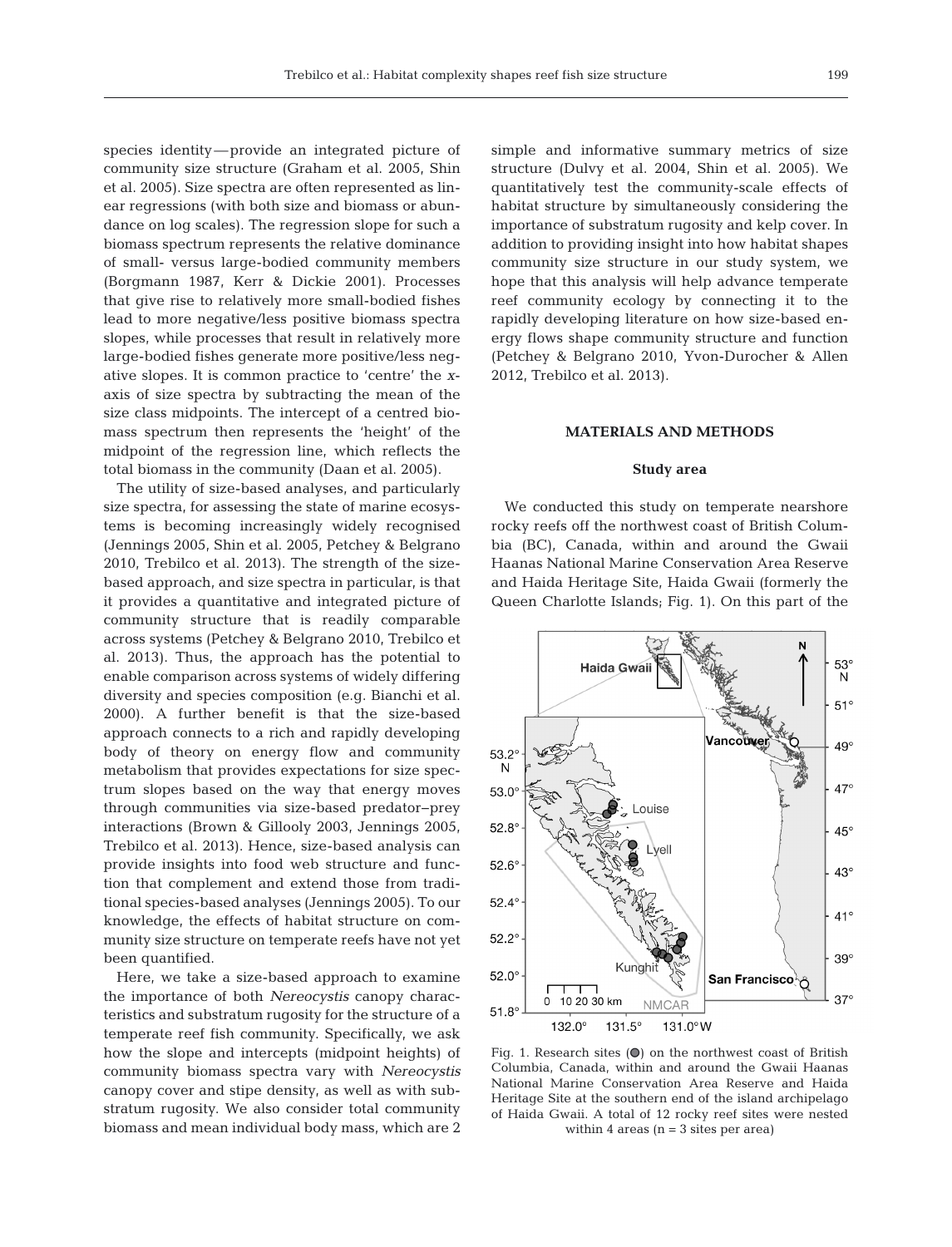species identity—provide an integrated picture of community size structure (Graham et al. 2005, Shin et al. 2005). Size spectra are often represented as linear regressions (with both size and biomass or abundance on log scales). The regression slope for such a biomass spectrum represents the relative dominance of small- versus large-bodied community members (Borgmann 1987, Kerr & Dickie 2001). Processes that give rise to relatively more small-bodied fishes lead to more negative/less positive biomass spectra slopes, while processes that result in relatively more large-bodied fishes generate more positive/less negative slopes. It is common practice to 'centre' the *x*-axis of size spectra by subtracting the mean of the size class midpoints. The intercept of a centred biomass spectrum then represents the 'height' of the midpoint of the regression line, which reflects the total biomass in the community (Daan et al. 2005).

The utility of size-based analyses, and particularly size spectra, for assessing the state of marine ecosystems is becoming increasingly widely recognised (Jennings 2005, Shin et al. 2005, Petchey & Belgrano 2010, Trebilco et al. 2013). The strength of the size-based approach, and size spectra in particular, is that it provides a quantitative and integrated picture of community structure that is readily comparable across systems (Petchey & Belgrano 2010, Trebilco et al. 2013). Thus, the approach has the potential to enable comparison across systems of widely differing diversity and species composition (e.g. Bianchi et al. 2000). A further benefit is that the size-based approach connects to a rich and rapidly developing body of theory on energy flow and community metabolism that provides expectations for size spectrum slopes based on the way that energy moves through communities via size-based predator–prey interactions (Brown & Gillooly 2003, Jennings 2005, Trebilco et al. 2013). Hence, size-based analysis can provide insights into food web structure and function that complement and extend those from traditional species-based analyses (Jennings 2005). To our knowledge, the effects of habitat structure on community size structure on temperate reefs have not yet been quantified.

Here, we take a size-based approach to examine the importance of both *Nereocystis* canopy characteristics and substratum rugosity for the structure of a temperate reef fish community. Specifically, we ask how the slope and intercepts (midpoint heights) of community biomass spectra vary with *Nereocystis* canopy cover and stipe density, as well as with substratum rugosity. We also consider total community biomass and mean individual body mass, which are 2 simple and informative summary metrics of size structure (Dulvy et al. 2004, Shin et al. 2005). We quantitatively test the community-scale effects of habitat structure by simultaneously considering the importance of substratum rugosity and kelp cover. In addition to providing insight into how habitat shapes community size structure in our study system, we hope that this analysis will help advance temperate reef community ecology by connecting it to the rapidly developing literature on how size-based energy flows shape community structure and function (Petchey & Belgrano 2010, Yvon-Durocher & Allen 2012, Trebilco et al. 2013).

## MATERIALS AND METHODS

### Study area

We conducted this study on temperate nearshore rocky reefs off the northwest coast of British Columbia (BC), Canada, within and around the Gwaii Haanas National Marine Conservation Area Reserve and Haida Heritage Site, Haida Gwaii (formerly the Queen Charlotte Islands; Fig. 1). On this part of the

Fig. 1. Research sites (●) on the northwest coast of British Columbia, Canada, within and around the Gwaii Haanas National Marine Conservation Area Reserve and Haida Heritage Site at the southern end of the island archipelago of Haida Gwaii. A total of 12 rocky reef sites were nested within 4 areas (n = 3 sites per area)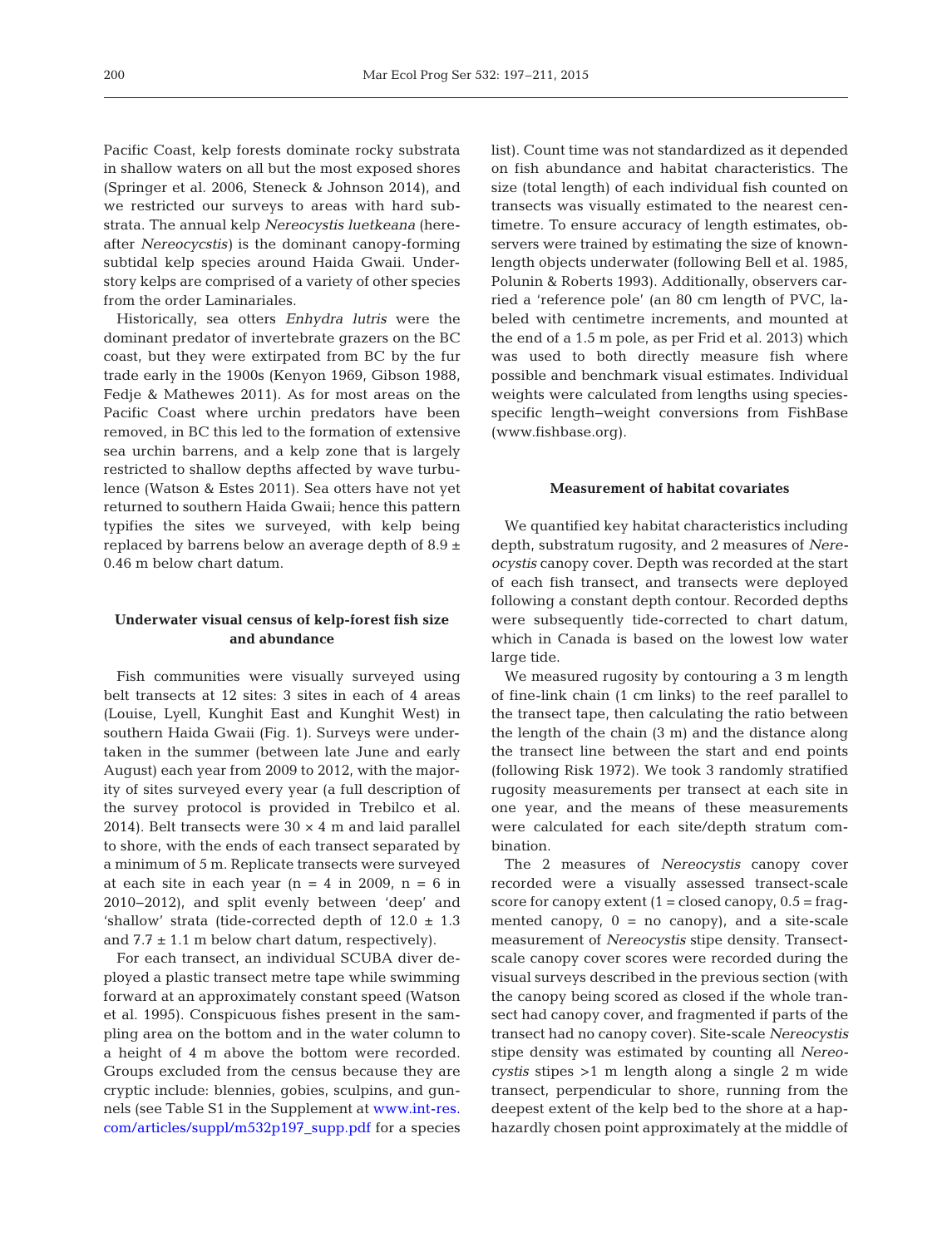Pacific Coast, kelp forests dominate rocky substrata in shallow waters on all but the most exposed shores (Springer et al. 2006, Steneck & Johnson 2014), and we restricted our surveys to areas with hard substrata. The annual kelp *Nereocystis luetkeana* (hereafter *Nereocycstis*) is the dominant canopy-forming subtidal kelp species around Haida Gwaii. Understory kelps are comprised of a variety of other species from the order Laminariales.

Historically, sea otters *Enhydra lutris* were the dominant predator of invertebrate grazers on the BC coast, but they were extirpated from BC by the fur trade early in the 1900s (Kenyon 1969, Gibson 1988, Fedje & Mathewes 2011). As for most areas on the Pacific Coast where urchin predators have been removed, in BC this led to the formation of extensive sea urchin barrens, and a kelp zone that is largely restricted to shallow depths affected by wave turbulence (Watson & Estes 2011). Sea otters have not yet returned to southern Haida Gwaii; hence this pattern typifies the sites we surveyed, with kelp being replaced by barrens below an average depth of 8.9 ± 0.46 m below chart datum.

### Underwater visual census of kelp-forest fish size and abundance

Fish communities were visually surveyed using belt transects at 12 sites: 3 sites in each of 4 areas (Louise, Lyell, Kunghit East and Kunghit West) in southern Haida Gwaii (Fig. 1). Surveys were undertaken in the summer (between late June and early August) each year from 2009 to 2012, with the majority of sites surveyed every year (a full description of the survey protocol is provided in Trebilco et al. 2014). Belt transects were 30 × 4 m and laid parallel to shore, with the ends of each transect separated by a minimum of 5 m. Replicate transects were surveyed at each site in each year (n = 4 in 2009, n = 6 in 2010–2012), and split evenly between 'deep' and 'shallow' strata (tide-corrected depth of 12.0 ± 1.3 and 7.7 ± 1.1 m below chart datum, respectively).

For each transect, an individual SCUBA diver deployed a plastic transect metre tape while swimming forward at an approximately constant speed (Watson et al. 1995). Conspicuous fishes present in the sampling area on the bottom and in the water column to a height of 4 m above the bottom were recorded. Groups excluded from the census because they are cryptic include: blennies, gobies, sculpins, and gunnels (see Table S1 in the Supplement at www.int-res.com/articles/suppl/m532p197_supp.pdf for a species list). Count time was not standardized as it depended on fish abundance and habitat characteristics. The size (total length) of each individual fish counted on transects was visually estimated to the nearest centimetre. To ensure accuracy of length estimates, observers were trained by estimating the size of known-length objects underwater (following Bell et al. 1985, Polunin & Roberts 1993). Additionally, observers carried a 'reference pole' (an 80 cm length of PVC, labeled with centimetre increments, and mounted at the end of a 1.5 m pole, as per Frid et al. 2013) which was used to both directly measure fish where possible and benchmark visual estimates. Individual weights were calculated from lengths using species-specific length–weight conversions from FishBase (www.fishbase.org).

### Measurement of habitat covariates

We quantified key habitat characteristics including depth, substratum rugosity, and 2 measures of *Nereocystis* canopy cover. Depth was recorded at the start of each fish transect, and transects were deployed following a constant depth contour. Recorded depths were subsequently tide-corrected to chart datum, which in Canada is based on the lowest low water large tide.

We measured rugosity by contouring a 3 m length of fine-link chain (1 cm links) to the reef parallel to the transect tape, then calculating the ratio between the length of the chain (3 m) and the distance along the transect line between the start and end points (following Risk 1972). We took 3 randomly stratified rugosity measurements per transect at each site in one year, and the means of these measurements were calculated for each site/depth stratum combination.

The 2 measures of *Nereocystis* canopy cover recorded were a visually assessed transect-scale score for canopy extent (1 = closed canopy, 0.5 = fragmented canopy, 0 = no canopy), and a site-scale measurement of *Nereocystis* stipe density. Transect-scale canopy cover scores were recorded during the visual surveys described in the previous section (with the canopy being scored as closed if the whole transect had canopy cover, and fragmented if parts of the transect had no canopy cover). Site-scale *Nereocystis* stipe density was estimated by counting all *Nereocystis* stipes >1 m length along a single 2 m wide transect, perpendicular to shore, running from the deepest extent of the kelp bed to the shore at a haphazardly chosen point approximately at the middle of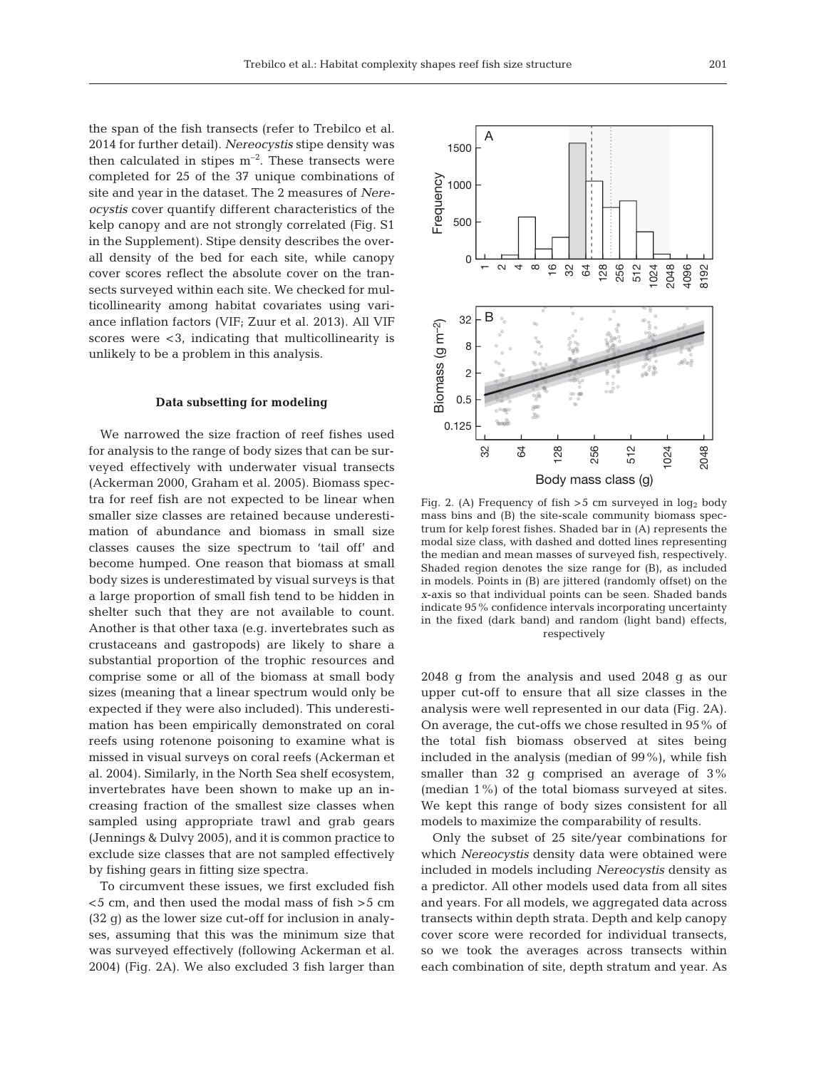the span of the fish transects (refer to Trebilco et al. 2014 for further detail). *Nereocystis* stipe density was then calculated in stipes $m^{-2}$. These transects were completed for 25 of the 37 unique combinations of site and year in the dataset. The 2 measures of *Nereocystis* cover quantify different characteristics of the kelp canopy and are not strongly correlated (Fig. S1 in the Supplement). Stipe density describes the overall density of the bed for each site, while canopy cover scores reflect the absolute cover on the transects surveyed within each site. We checked for multicollinearity among habitat covariates using variance inflation factors (VIF; Zuur et al. 2013). All VIF scores were <3, indicating that multicollinearity is unlikely to be a problem in this analysis.

### Data subsetting for modeling

We narrowed the size fraction of reef fishes used for analysis to the range of body sizes that can be surveyed effectively with underwater visual transects (Ackerman 2000, Graham et al. 2005). Biomass spectra for reef fish are not expected to be linear when smaller size classes are retained because underestimation of abundance and biomass in small size classes causes the size spectrum to 'tail off' and become humped. One reason that biomass at small body sizes is underestimated by visual surveys is that a large proportion of small fish tend to be hidden in shelter such that they are not available to count. Another is that other taxa (e.g. invertebrates such as crustaceans and gastropods) are likely to share a substantial proportion of the trophic resources and comprise some or all of the biomass at small body sizes (meaning that a linear spectrum would only be expected if they were also included). This underestimation has been empirically demonstrated on coral reefs using rotenone poisoning to examine what is missed in visual surveys on coral reefs (Ackerman et al. 2004). Similarly, in the North Sea shelf ecosystem, invertebrates have been shown to make up an increasing fraction of the smallest size classes when sampled using appropriate trawl and grab gears (Jennings & Dulvy 2005), and it is common practice to exclude size classes that are not sampled effectively by fishing gears in fitting size spectra.

To circumvent these issues, we first excluded fish <5 cm, and then used the modal mass of fish >5 cm (32 g) as the lower size cut-off for inclusion in analyses, assuming that this was the minimum size that was surveyed effectively (following Ackerman et al. 2004) (Fig. 2A). We also excluded 3 fish larger than 2048 g from the analysis and used 2048 g as our upper cut-off to ensure that all size classes in the analysis were well represented in our data (Fig. 2A). On average, the cut-offs we chose resulted in 95% of the total fish biomass observed at sites being included in the analysis (median of 99%), while fish smaller than 32 g comprised an average of 3% (median 1%) of the total biomass surveyed at sites. We kept this range of body sizes consistent for all models to maximize the comparability of results.

Fig. 2. (A) Frequency of fish >5 cm surveyed in $\log_2$ body mass bins and (B) the site-scale community biomass spectrum for kelp forest fishes. Shaded bar in (A) represents the modal size class, with dashed and dotted lines representing the median and mean masses of surveyed fish, respectively. Shaded region denotes the size range for (B), as included in models. Points in (B) are jittered (randomly offset) on the *x*-axis so that individual points can be seen. Shaded bands indicate 95% confidence intervals incorporating uncertainty in the fixed (dark band) and random (light band) effects, respectively

Only the subset of 25 site/year combinations for which *Nereocystis* density data were obtained were included in models including *Nereocystis* density as a predictor. All other models used data from all sites and years. For all models, we aggregated data across transects within depth strata. Depth and kelp canopy cover score were recorded for individual transects, so we took the averages across transects within each combination of site, depth stratum and year. As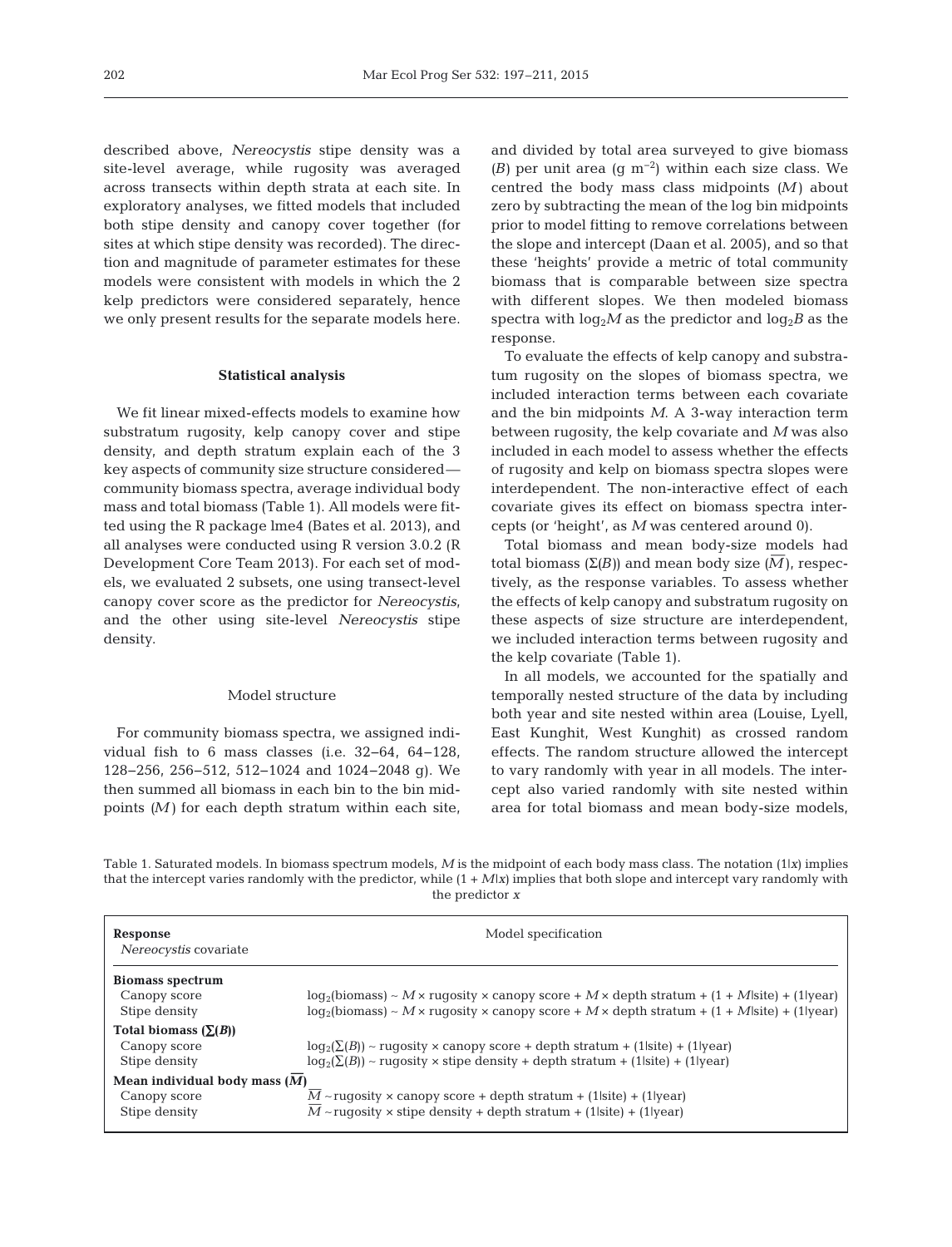described above, *Nereocystis* stipe density was a site-level average, while rugosity was averaged across transects within depth strata at each site. In exploratory analyses, we fitted models that included both stipe density and canopy cover together (for sites at which stipe density was recorded). The direction and magnitude of parameter estimates for these models were consistent with models in which the 2 kelp predictors were considered separately, hence we only present results for the separate models here.

## Statistical analysis

We fit linear mixed-effects models to examine how substratum rugosity, kelp canopy cover and stipe density, and depth stratum explain each of the 3 key aspects of community size structure considered—community biomass spectra, average individual body mass and total biomass (Table 1). All models were fitted using the R package lme4 (Bates et al. 2013), and all analyses were conducted using R version 3.0.2 (R Development Core Team 2013). For each set of models, we evaluated 2 subsets, one using transect-level canopy cover score as the predictor for *Nereocystis*, and the other using site-level *Nereocystis* stipe density.

### Model structure

For community biomass spectra, we assigned individual fish to 6 mass classes (i.e. 32–64, 64–128, 128–256, 256–512, 512–1024 and 1024–2048 g). We then summed all biomass in each bin to the bin midpoints ($M$) for each depth stratum within each site, and divided by total area surveyed to give biomass ($B$) per unit area (g m$^{-2}$) within each size class. We centred the body mass class midpoints ($M$) about zero by subtracting the mean of the log bin midpoints prior to model fitting to remove correlations between the slope and intercept (Daan et al. 2005), and so that these 'heights' provide a metric of total community biomass that is comparable between size spectra with different slopes. We then modeled biomass spectra with $\log_2 M$ as the predictor and $\log_2 B$ as the response.

To evaluate the effects of kelp canopy and substratum rugosity on the slopes of biomass spectra, we included interaction terms between each covariate and the bin midpoints $M$. A 3-way interaction term between rugosity, the kelp covariate and $M$ was also included in each model to assess whether the effects of rugosity and kelp on biomass spectra slopes were interdependent. The non-interactive effect of each covariate gives its effect on biomass spectra intercepts (or 'height', as $M$ was centered around 0).

Total biomass and mean body-size models had total biomass ($\Sigma(B)$) and mean body size ($\overline{M}$), respectively, as the response variables. To assess whether the effects of kelp canopy and substratum rugosity on these aspects of size structure are interdependent, we included interaction terms between rugosity and the kelp covariate (Table 1).

In all models, we accounted for the spatially and temporally nested structure of the data by including both year and site nested within area (Louise, Lyell, East Kunghit, West Kunghit) as crossed random effects. The random structure allowed the intercept to vary randomly with year in all models. The intercept also varied randomly with site nested within area for total biomass and mean body-size models,

Table 1. Saturated models. In biomass spectrum models, $M$ is the midpoint of each body mass class. The notation $(1|x)$ implies that the intercept varies randomly with the predictor, while $(1 + M|x)$ implies that both slope and intercept vary randomly with the predictor $x$

| Response<br>*Nereocystis* covariate | Model specification |
|---|---|
| **Biomass spectrum** | |
| Canopy score | $\log_2(\text{biomass}) \sim M \times \text{rugosity} \times \text{canopy score} + M \times \text{depth stratum} + (1 + M\|\text{site}) + (1\|\text{year})$ |
| Stipe density | $\log_2(\text{biomass}) \sim M \times \text{rugosity} \times \text{canopy score} + M \times \text{depth stratum} + (1 + M\|\text{site}) + (1\|\text{year})$ |
| **Total biomass ($\sum(B)$)** | |
| Canopy score | $\log_2(\Sigma(B)) \sim \text{rugosity} \times \text{canopy score} + \text{depth stratum} + (1\|\text{site}) + (1\|\text{year})$ |
| Stipe density | $\log_2(\Sigma(B)) \sim \text{rugosity} \times \text{stipe density} + \text{depth stratum} + (1\|\text{site}) + (1\|\text{year})$ |
| **Mean individual body mass ($\overline{M}$)** | |
| Canopy score | $\overline{M} \sim \text{rugosity} \times \text{canopy score} + \text{depth stratum} + (1\|\text{site}) + (1\|\text{year})$ |
| Stipe density | $\overline{M} \sim \text{rugosity} \times \text{stipe density} + \text{depth stratum} + (1\|\text{site}) + (1\|\text{year})$ |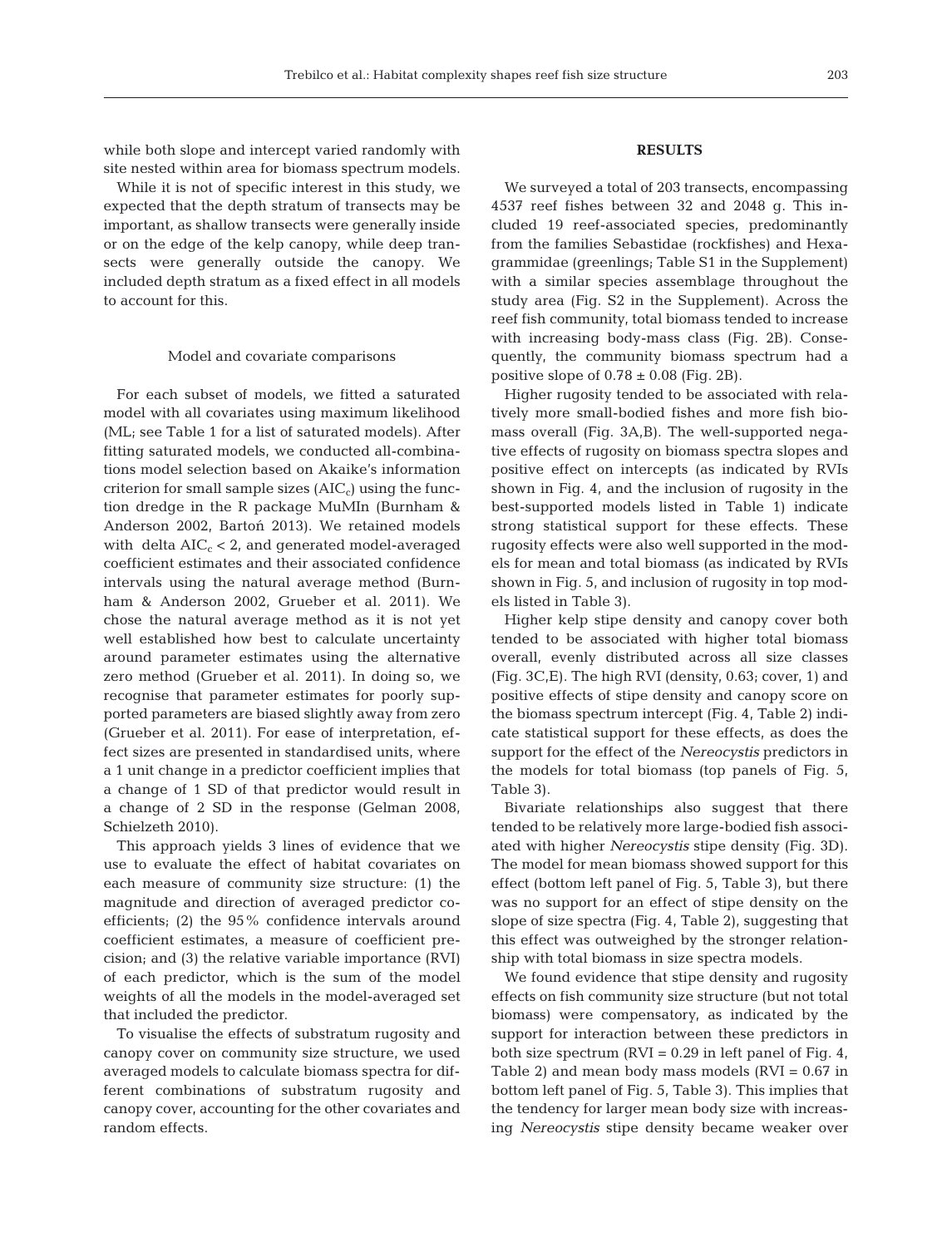while both slope and intercept varied randomly with site nested within area for biomass spectrum models.

While it is not of specific interest in this study, we expected that the depth stratum of transects may be important, as shallow transects were generally inside or on the edge of the kelp canopy, while deep transects were generally outside the canopy. We included depth stratum as a fixed effect in all models to account for this.

### Model and covariate comparisons

For each subset of models, we fitted a saturated model with all covariates using maximum likelihood (ML; see Table 1 for a list of saturated models). After fitting saturated models, we conducted all-combinations model selection based on Akaike's information criterion for small sample sizes ($AIC_c$) using the function dredge in the R package MuMIn (Burnham & Anderson 2002, Bartoń 2013). We retained models with delta $AIC_c < 2$, and generated model-averaged coefficient estimates and their associated confidence intervals using the natural average method (Burnham & Anderson 2002, Grueber et al. 2011). We chose the natural average method as it is not yet well established how best to calculate uncertainty around parameter estimates using the alternative zero method (Grueber et al. 2011). In doing so, we recognise that parameter estimates for poorly supported parameters are biased slightly away from zero (Grueber et al. 2011). For ease of interpretation, effect sizes are presented in standardised units, where a 1 unit change in a predictor coefficient implies that a change of 1 SD of that predictor would result in a change of 2 SD in the response (Gelman 2008, Schielzeth 2010).

This approach yields 3 lines of evidence that we use to evaluate the effect of habitat covariates on each measure of community size structure: (1) the magnitude and direction of averaged predictor coefficients; (2) the 95% confidence intervals around coefficient estimates, a measure of coefficient precision; and (3) the relative variable importance (RVI) of each predictor, which is the sum of the model weights of all the models in the model-averaged set that included the predictor.

To visualise the effects of substratum rugosity and canopy cover on community size structure, we used averaged models to calculate biomass spectra for different combinations of substratum rugosity and canopy cover, accounting for the other covariates and random effects.

## RESULTS

We surveyed a total of 203 transects, encompassing 4537 reef fishes between 32 and 2048 g. This included 19 reef-associated species, predominantly from the families Sebastidae (rockfishes) and Hexagrammidae (greenlings; Table S1 in the Supplement) with a similar species assemblage throughout the study area (Fig. S2 in the Supplement). Across the reef fish community, total biomass tended to increase with increasing body-mass class (Fig. 2B). Consequently, the community biomass spectrum had a positive slope of $0.78 \pm 0.08$ (Fig. 2B).

Higher rugosity tended to be associated with relatively more small-bodied fishes and more fish biomass overall (Fig. 3A,B). The well-supported negative effects of rugosity on biomass spectra slopes and positive effect on intercepts (as indicated by RVIs shown in Fig. 4, and the inclusion of rugosity in the best-supported models listed in Table 1) indicate strong statistical support for these effects. These rugosity effects were also well supported in the models for mean and total biomass (as indicated by RVIs shown in Fig. 5, and inclusion of rugosity in top models listed in Table 3).

Higher kelp stipe density and canopy cover both tended to be associated with higher total biomass overall, evenly distributed across all size classes (Fig. 3C,E). The high RVI (density, 0.63; cover, 1) and positive effects of stipe density and canopy score on the biomass spectrum intercept (Fig. 4, Table 2) indicate statistical support for these effects, as does the support for the effect of the *Nereocystis* predictors in the models for total biomass (top panels of Fig. 5, Table 3).

Bivariate relationships also suggest that there tended to be relatively more large-bodied fish associated with higher *Nereocystis* stipe density (Fig. 3D). The model for mean biomass showed support for this effect (bottom left panel of Fig. 5, Table 3), but there was no support for an effect of stipe density on the slope of size spectra (Fig. 4, Table 2), suggesting that this effect was outweighed by the stronger relationship with total biomass in size spectra models.

We found evidence that stipe density and rugosity effects on fish community size structure (but not total biomass) were compensatory, as indicated by the support for interaction between these predictors in both size spectrum (RVI = 0.29 in left panel of Fig. 4, Table 2) and mean body mass models (RVI = 0.67 in bottom left panel of Fig. 5, Table 3). This implies that the tendency for larger mean body size with increasing *Nereocystis* stipe density became weaker over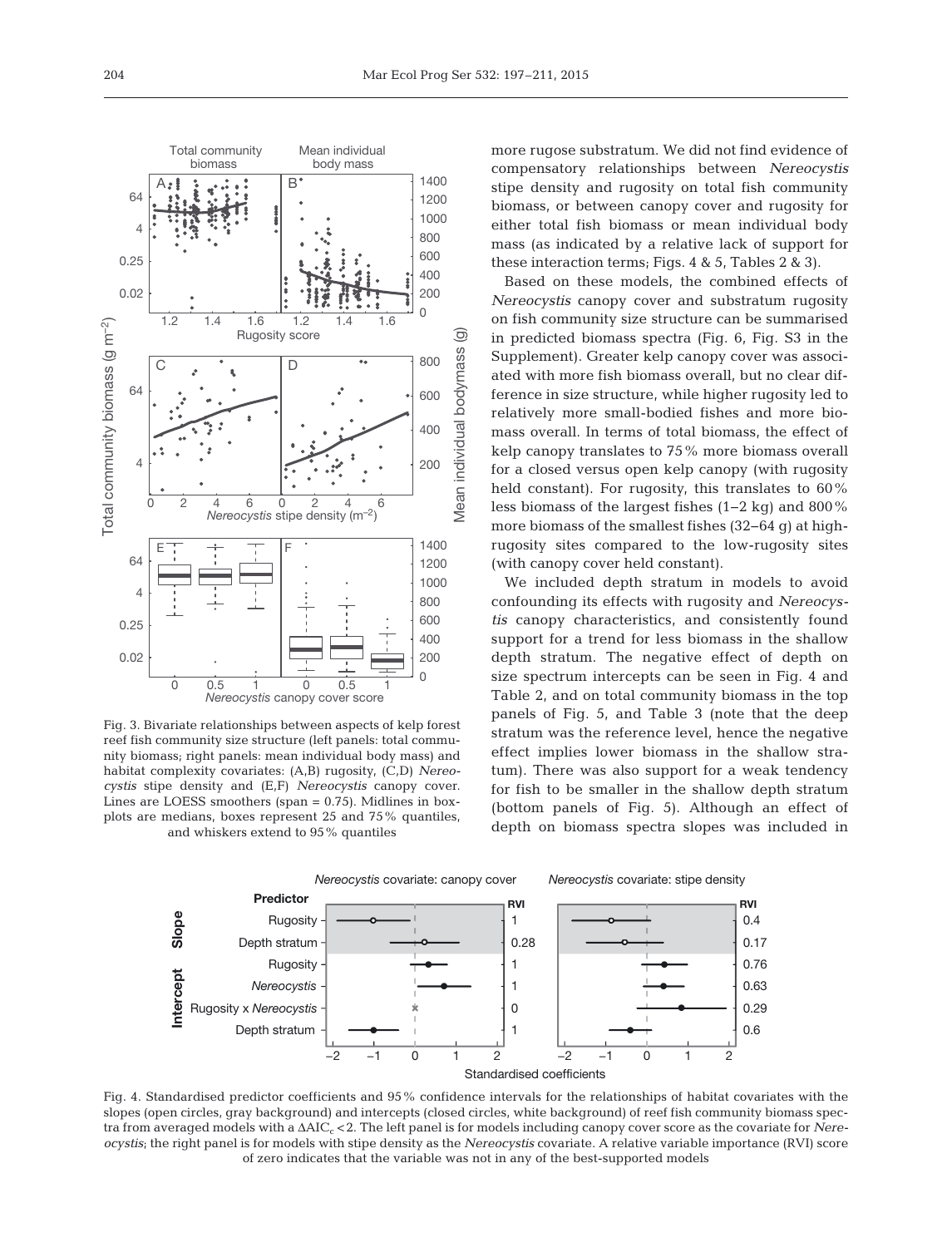more rugose substratum. We did not find evidence of compensatory relationships between *Nereocystis* stipe density and rugosity on total fish community biomass, or between canopy cover and rugosity for either total fish biomass or mean individual body mass (as indicated by a relative lack of support for these interaction terms; Figs. 4 & 5, Tables 2 & 3).

Based on these models, the combined effects of *Nereocystis* canopy cover and substratum rugosity on fish community size structure can be summarised in predicted biomass spectra (Fig. 6, Fig. S3 in the Supplement). Greater kelp canopy cover was associated with more fish biomass overall, but no clear difference in size structure, while higher rugosity led to relatively more small-bodied fishes and more biomass overall. In terms of total biomass, the effect of kelp canopy translates to 75% more biomass overall for a closed versus open kelp canopy (with rugosity held constant). For rugosity, this translates to 60% less biomass of the largest fishes (1–2 kg) and 800% more biomass of the smallest fishes (32–64 g) at high-rugosity sites compared to the low-rugosity sites (with canopy cover held constant).

We included depth stratum in models to avoid confounding its effects with rugosity and *Nereocystis* canopy characteristics, and consistently found support for a trend for less biomass in the shallow depth stratum. The negative effect of depth on size spectrum intercepts can be seen in Fig. 4 and Table 2, and on total community biomass in the top panels of Fig. 5, and Table 3 (note that the deep stratum was the reference level, hence the negative effect implies lower biomass in the shallow stratum). There was also support for a weak tendency for fish to be smaller in the shallow depth stratum (bottom panels of Fig. 5). Although an effect of depth on biomass spectra slopes was included in

Fig. 3. Bivariate relationships between aspects of kelp forest reef fish community size structure (left panels: total community biomass; right panels: mean individual body mass) and habitat complexity covariates: (A,B) rugosity, (C,D) *Nereocystis* stipe density and (E,F) *Nereocystis* canopy cover. Lines are LOESS smoothers (span = 0.75). Midlines in boxplots are medians, boxes represent 25 and 75% quantiles, and whiskers extend to 95% quantiles

Fig. 4. Standardised predictor coefficients and 95% confidence intervals for the relationships of habitat covariates with the slopes (open circles, gray background) and intercepts (closed circles, white background) of reef fish community biomass spectra from averaged models with a $\Delta AIC_c < 2$. The left panel is for models including canopy cover score as the covariate for *Nereocystis*; the right panel is for models with stipe density as the *Nereocystis* covariate. A relative variable importance (RVI) score of zero indicates that the variable was not in any of the best-supported models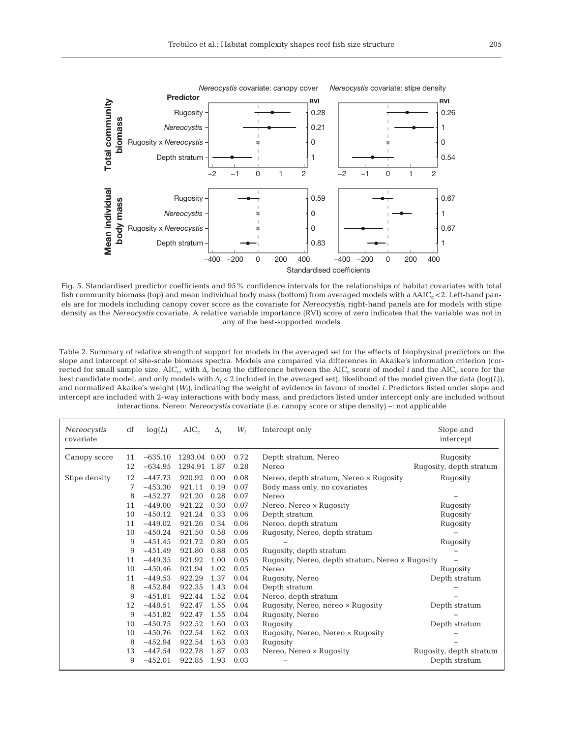Fig. 5. Standardised predictor coefficients and 95% confidence intervals for the relationships of habitat covariates with total fish community biomass (top) and mean individual body mass (bottom) from averaged models with a $\Delta AIC_c < 2$. Left-hand panels are for models including canopy cover score as the covariate for *Nereocystis*; right-hand panels are for models with stipe density as the *Nereocystis* covariate. A relative variable importance (RVI) score of zero indicates that the variable was not in any of the best-supported models

Table 2. Summary of relative strength of support for models in the averaged set for the effects of biophysical predictors on the slope and intercept of site-scale biomass spectra. Models are compared via differences in Akaike's information criterion (corrected for small sample size, $AIC_c$, with $\Delta_i$ being the difference between the $AIC_c$ score of model *i* and the $AIC_c$ score for the best candidate model, and only models with $\Delta_i < 2$ included in the averaged set), likelihood of the model given the data ($\log(L)$), and normalized Akaike's weight ($W_i$), indicating the weight of evidence in favour of model *i*. Predictors listed under slope and intercept are included with 2-way interactions with body mass, and predictors listed under intercept only are included without interactions. Nereo: *Nereocystis* covariate (i.e. canopy score or stipe density) –: not applicable

| *Nereocystis* covariate | df | $\log(L)$ | $AIC_c$ | $\Delta_i$ | $W_i$ | Intercept only | Slope and intercept |
|---|---|---|---|---|---|---|---|
| Canopy score | 11 | −635.10 | 1293.04 | 0.00 | 0.72 | Depth stratum, Nereo | Rugosity |
| | 12 | −634.95 | 1294.91 | 1.87 | 0.28 | Nereo | Rugosity, depth stratum |
| Stipe density | 12 | −447.73 | 920.92 | 0.00 | 0.08 | Nereo, depth stratum, Nereo × Rugosity | Rugosity |
| | 7 | −453.30 | 921.11 | 0.19 | 0.07 | Body mass only, no covariates | |
| | 8 | −452.27 | 921.20 | 0.28 | 0.07 | Nereo | – |
| | 11 | −449.00 | 921.22 | 0.30 | 0.07 | Nereo, Nereo × Rugosity | Rugosity |
| | 10 | −450.12 | 921.24 | 0.33 | 0.06 | Depth stratum | Rugosity |
| | 11 | −449.02 | 921.26 | 0.34 | 0.06 | Nereo, depth stratum | Rugosity |
| | 10 | −450.24 | 921.50 | 0.58 | 0.06 | Rugosity, Nereo, depth stratum | – |
| | 9 | −451.45 | 921.72 | 0.80 | 0.05 | – | Rugosity |
| | 9 | −451.49 | 921.80 | 0.88 | 0.05 | Rugosity, depth stratum | – |
| | 11 | −449.35 | 921.92 | 1.00 | 0.05 | Rugosity, Nereo, depth stratum, Nereo × Rugosity | – |
| | 10 | −450.46 | 921.94 | 1.02 | 0.05 | Nereo | Rugosity |
| | 11 | −449.53 | 922.29 | 1.37 | 0.04 | Rugosity, Nereo | Depth stratum |
| | 8 | −452.84 | 922.35 | 1.43 | 0.04 | Depth stratum | – |
| | 9 | −451.81 | 922.44 | 1.52 | 0.04 | Nereo, depth stratum | – |
| | 12 | −448.51 | 922.47 | 1.55 | 0.04 | Rugosity, Nereo, nereo × Rugosity | Depth stratum |
| | 9 | −451.82 | 922.47 | 1.55 | 0.04 | Rugosity, Nereo | – |
| | 10 | −450.75 | 922.52 | 1.60 | 0.03 | Rugosity | Depth stratum |
| | 10 | −450.76 | 922.54 | 1.62 | 0.03 | Rugosity, Nereo, Nereo × Rugosity | – |
| | 8 | −452.94 | 922.54 | 1.63 | 0.03 | Rugosity | – |
| | 13 | −447.54 | 922.78 | 1.87 | 0.03 | Nereo, Nereo × Rugosity | Rugosity, depth stratum |
| | 9 | −452.01 | 922.85 | 1.93 | 0.03 | – | Depth stratum |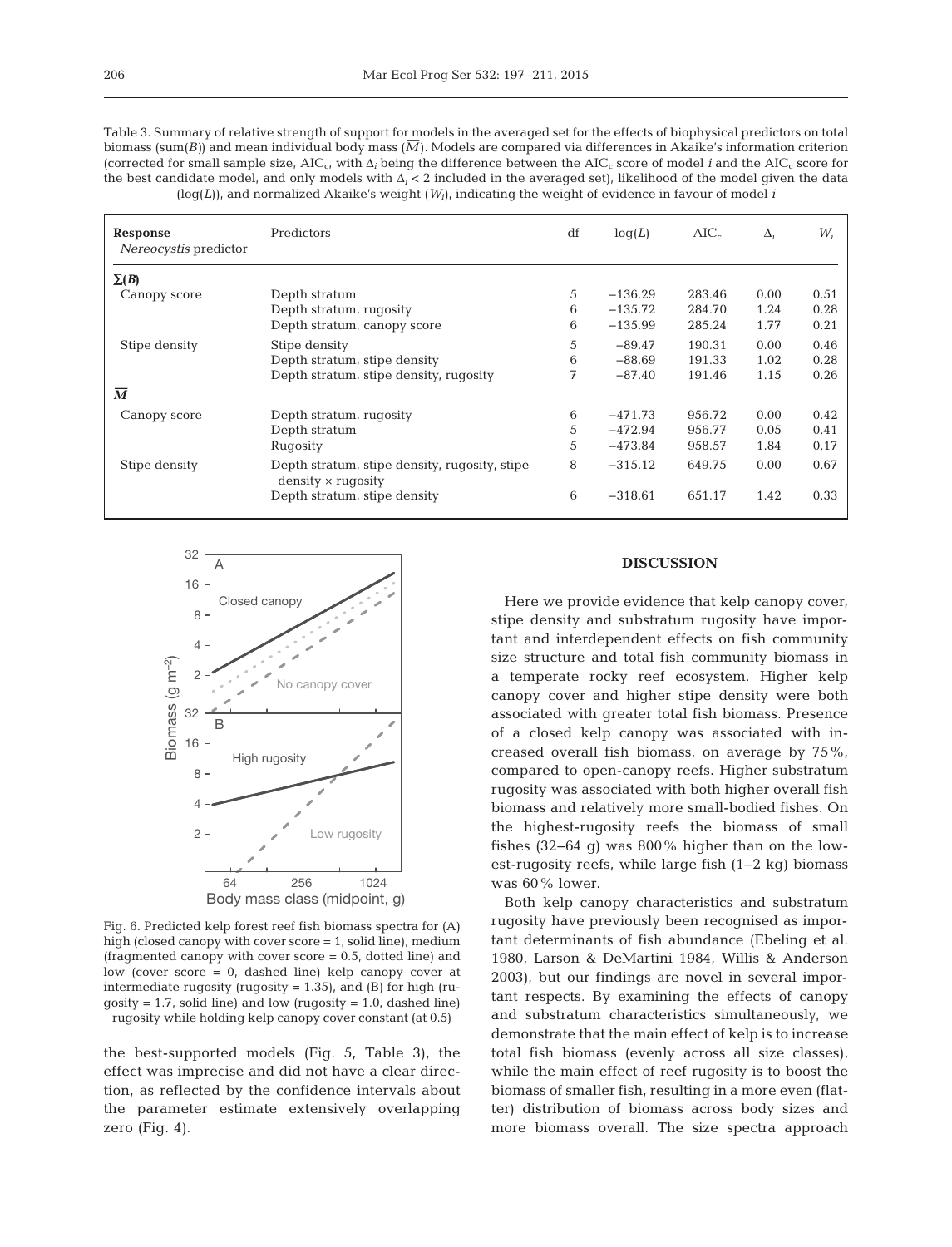Table 3. Summary of relative strength of support for models in the averaged set for the effects of biophysical predictors on total biomass (sum($B$)) and mean individual body mass ($\overline{M}$). Models are compared via differences in Akaike's information criterion (corrected for small sample size, AIC$_c$, with $\Delta_i$ being the difference between the AIC$_c$ score of model $i$ and the AIC$_c$ score for the best candidate model, and only models with $\Delta_i < 2$ included in the averaged set), likelihood of the model given the data (log($L$)), and normalized Akaike's weight ($W_i$), indicating the weight of evidence in favour of model $i$

| **Response** *Nereocystis predictor* | Predictors | df | log($L$) | AIC$_c$ | $\Delta_i$ | $W_i$ |
|---|---|---|---|---|---|---|
| $\boldsymbol{\sum(B)}$ | | | | | | |
| Canopy score | Depth stratum | 5 | −136.29 | 283.46 | 0.00 | 0.51 |
| | Depth stratum, rugosity | 6 | −135.72 | 284.70 | 1.24 | 0.28 |
| | Depth stratum, canopy score | 6 | −135.99 | 285.24 | 1.77 | 0.21 |
| Stipe density | Stipe density | 5 | −89.47 | 190.31 | 0.00 | 0.46 |
| | Depth stratum, stipe density | 6 | −88.69 | 191.33 | 1.02 | 0.28 |
| | Depth stratum, stipe density, rugosity | 7 | −87.40 | 191.46 | 1.15 | 0.26 |
| $\boldsymbol{\overline{M}}$ | | | | | | |
| Canopy score | Depth stratum, rugosity | 6 | −471.73 | 956.72 | 0.00 | 0.42 |
| | Depth stratum | 5 | −472.94 | 956.77 | 0.05 | 0.41 |
| | Rugosity | 5 | −473.84 | 958.57 | 1.84 | 0.17 |
| Stipe density | Depth stratum, stipe density, rugosity, stipe density × rugosity | 8 | −315.12 | 649.75 | 0.00 | 0.67 |
| | Depth stratum, stipe density | 6 | −318.61 | 651.17 | 1.42 | 0.33 |

Fig. 6. Predicted kelp forest reef fish biomass spectra for (A) high (closed canopy with cover score = 1, solid line), medium (fragmented canopy with cover score = 0.5, dotted line) and low (cover score = 0, dashed line) kelp canopy cover at intermediate rugosity (rugosity = 1.35), and (B) for high (rugosity = 1.7, solid line) and low (rugosity = 1.0, dashed line) rugosity while holding kelp canopy cover constant (at 0.5)

the best-supported models (Fig. 5, Table 3), the effect was imprecise and did not have a clear direction, as reflected by the confidence intervals about the parameter estimate extensively overlapping zero (Fig. 4).

## DISCUSSION

Here we provide evidence that kelp canopy cover, stipe density and substratum rugosity have important and interdependent effects on fish community size structure and total fish community biomass in a temperate rocky reef ecosystem. Higher kelp canopy cover and higher stipe density were both associated with greater total fish biomass. Presence of a closed kelp canopy was associated with increased overall fish biomass, on average by 75%, compared to open-canopy reefs. Higher substratum rugosity was associated with both higher overall fish biomass and relatively more small-bodied fishes. On the highest-rugosity reefs the biomass of small fishes (32–64 g) was 800% higher than on the lowest-rugosity reefs, while large fish (1–2 kg) biomass was 60% lower.

Both kelp canopy characteristics and substratum rugosity have previously been recognised as important determinants of fish abundance (Ebeling et al. 1980, Larson & DeMartini 1984, Willis & Anderson 2003), but our findings are novel in several important respects. By examining the effects of canopy and substratum characteristics simultaneously, we demonstrate that the main effect of kelp is to increase total fish biomass (evenly across all size classes), while the main effect of reef rugosity is to boost the biomass of smaller fish, resulting in a more even (flatter) distribution of biomass across body sizes and more biomass overall. The size spectra approach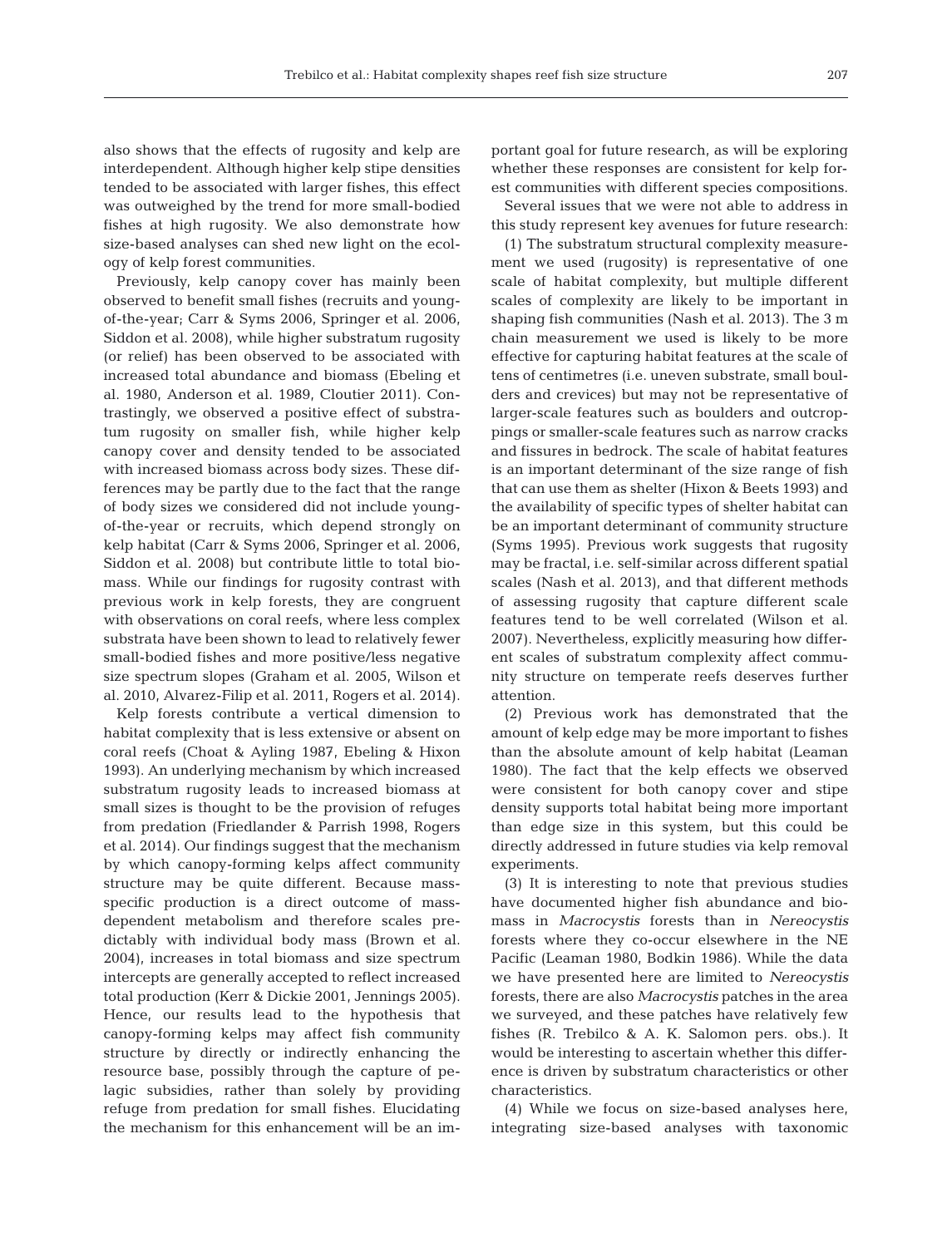also shows that the effects of rugosity and kelp are interdependent. Although higher kelp stipe densities tended to be associated with larger fishes, this effect was outweighed by the trend for more small-bodied fishes at high rugosity. We also demonstrate how size-based analyses can shed new light on the ecology of kelp forest communities.

Previously, kelp canopy cover has mainly been observed to benefit small fishes (recruits and young-of-the-year; Carr & Syms 2006, Springer et al. 2006, Siddon et al. 2008), while higher substratum rugosity (or relief) has been observed to be associated with increased total abundance and biomass (Ebeling et al. 1980, Anderson et al. 1989, Cloutier 2011). Contrastingly, we observed a positive effect of substratum rugosity on smaller fish, while higher kelp canopy cover and density tended to be associated with increased biomass across body sizes. These differences may be partly due to the fact that the range of body sizes we considered did not include young-of-the-year or recruits, which depend strongly on kelp habitat (Carr & Syms 2006, Springer et al. 2006, Siddon et al. 2008) but contribute little to total biomass. While our findings for rugosity contrast with previous work in kelp forests, they are congruent with observations on coral reefs, where less complex substrata have been shown to lead to relatively fewer small-bodied fishes and more positive/less negative size spectrum slopes (Graham et al. 2005, Wilson et al. 2010, Alvarez-Filip et al. 2011, Rogers et al. 2014).

Kelp forests contribute a vertical dimension to habitat complexity that is less extensive or absent on coral reefs (Choat & Ayling 1987, Ebeling & Hixon 1993). An underlying mechanism by which increased substratum rugosity leads to increased biomass at small sizes is thought to be the provision of refuges from predation (Friedlander & Parrish 1998, Rogers et al. 2014). Our findings suggest that the mechanism by which canopy-forming kelps affect community structure may be quite different. Because mass-specific production is a direct outcome of mass-dependent metabolism and therefore scales predictably with individual body mass (Brown et al. 2004), increases in total biomass and size spectrum intercepts are generally accepted to reflect increased total production (Kerr & Dickie 2001, Jennings 2005). Hence, our results lead to the hypothesis that canopy-forming kelps may affect fish community structure by directly or indirectly enhancing the resource base, possibly through the capture of pelagic subsidies, rather than solely by providing refuge from predation for small fishes. Elucidating the mechanism for this enhancement will be an important goal for future research, as will be exploring whether these responses are consistent for kelp forest communities with different species compositions.

Several issues that we were not able to address in this study represent key avenues for future research:

(1) The substratum structural complexity measurement we used (rugosity) is representative of one scale of habitat complexity, but multiple different scales of complexity are likely to be important in shaping fish communities (Nash et al. 2013). The 3 m chain measurement we used is likely to be more effective for capturing habitat features at the scale of tens of centimetres (i.e. uneven substrate, small boulders and crevices) but may not be representative of larger-scale features such as boulders and outcroppings or smaller-scale features such as narrow cracks and fissures in bedrock. The scale of habitat features is an important determinant of the size range of fish that can use them as shelter (Hixon & Beets 1993) and the availability of specific types of shelter habitat can be an important determinant of community structure (Syms 1995). Previous work suggests that rugosity may be fractal, i.e. self-similar across different spatial scales (Nash et al. 2013), and that different methods of assessing rugosity that capture different scale features tend to be well correlated (Wilson et al. 2007). Nevertheless, explicitly measuring how different scales of substratum complexity affect community structure on temperate reefs deserves further attention.

(2) Previous work has demonstrated that the amount of kelp edge may be more important to fishes than the absolute amount of kelp habitat (Leaman 1980). The fact that the kelp effects we observed were consistent for both canopy cover and stipe density supports total habitat being more important than edge size in this system, but this could be directly addressed in future studies via kelp removal experiments.

(3) It is interesting to note that previous studies have documented higher fish abundance and biomass in *Macrocystis* forests than in *Nereocystis* forests where they co-occur elsewhere in the NE Pacific (Leaman 1980, Bodkin 1986). While the data we have presented here are limited to *Nereocystis* forests, there are also *Macrocystis* patches in the area we surveyed, and these patches have relatively few fishes (R. Trebilco & A. K. Salomon pers. obs.). It would be interesting to ascertain whether this difference is driven by substratum characteristics or other characteristics.

(4) While we focus on size-based analyses here, integrating size-based analyses with taxonomic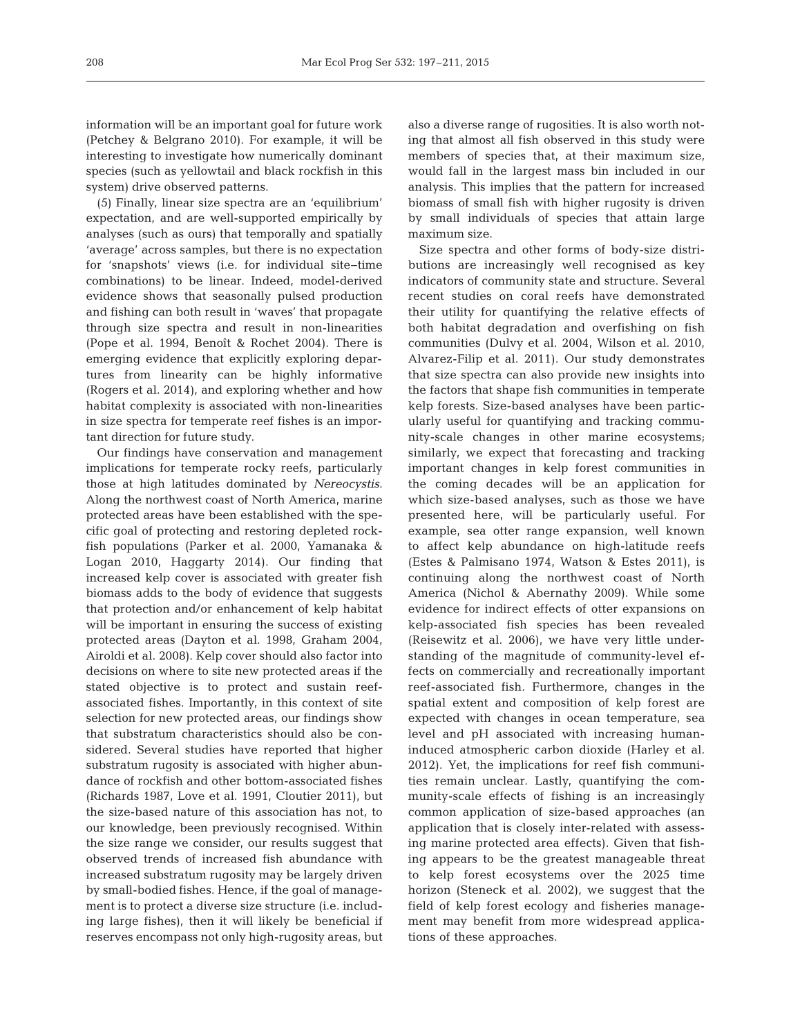information will be an important goal for future work (Petchey & Belgrano 2010). For example, it will be interesting to investigate how numerically dominant species (such as yellowtail and black rockfish in this system) drive observed patterns.

(5) Finally, linear size spectra are an 'equilibrium' expectation, and are well-supported empirically by analyses (such as ours) that temporally and spatially 'average' across samples, but there is no expectation for 'snapshots' views (i.e. for individual site–time combinations) to be linear. Indeed, model-derived evidence shows that seasonally pulsed production and fishing can both result in 'waves' that propagate through size spectra and result in non-linearities (Pope et al. 1994, Benoît & Rochet 2004). There is emerging evidence that explicitly exploring departures from linearity can be highly informative (Rogers et al. 2014), and exploring whether and how habitat complexity is associated with non-linearities in size spectra for temperate reef fishes is an important direction for future study.

Our findings have conservation and management implications for temperate rocky reefs, particularly those at high latitudes dominated by *Nereocystis*. Along the northwest coast of North America, marine protected areas have been established with the specific goal of protecting and restoring depleted rockfish populations (Parker et al. 2000, Yamanaka & Logan 2010, Haggarty 2014). Our finding that increased kelp cover is associated with greater fish biomass adds to the body of evidence that suggests that protection and/or enhancement of kelp habitat will be important in ensuring the success of existing protected areas (Dayton et al. 1998, Graham 2004, Airoldi et al. 2008). Kelp cover should also factor into decisions on where to site new protected areas if the stated objective is to protect and sustain reef-associated fishes. Importantly, in this context of site selection for new protected areas, our findings show that substratum characteristics should also be considered. Several studies have reported that higher substratum rugosity is associated with higher abundance of rockfish and other bottom-associated fishes (Richards 1987, Love et al. 1991, Cloutier 2011), but the size-based nature of this association has not, to our knowledge, been previously recognised. Within the size range we consider, our results suggest that observed trends of increased fish abundance with increased substratum rugosity may be largely driven by small-bodied fishes. Hence, if the goal of management is to protect a diverse size structure (i.e. including large fishes), then it will likely be beneficial if reserves encompass not only high-rugosity areas, but also a diverse range of rugosities. It is also worth noting that almost all fish observed in this study were members of species that, at their maximum size, would fall in the largest mass bin included in our analysis. This implies that the pattern for increased biomass of small fish with higher rugosity is driven by small individuals of species that attain large maximum size.

Size spectra and other forms of body-size distributions are increasingly well recognised as key indicators of community state and structure. Several recent studies on coral reefs have demonstrated their utility for quantifying the relative effects of both habitat degradation and overfishing on fish communities (Dulvy et al. 2004, Wilson et al. 2010, Alvarez-Filip et al. 2011). Our study demonstrates that size spectra can also provide new insights into the factors that shape fish communities in temperate kelp forests. Size-based analyses have been particularly useful for quantifying and tracking community-scale changes in other marine ecosystems; similarly, we expect that forecasting and tracking important changes in kelp forest communities in the coming decades will be an application for which size-based analyses, such as those we have presented here, will be particularly useful. For example, sea otter range expansion, well known to affect kelp abundance on high-latitude reefs (Estes & Palmisano 1974, Watson & Estes 2011), is continuing along the northwest coast of North America (Nichol & Abernathy 2009). While some evidence for indirect effects of otter expansions on kelp-associated fish species has been revealed (Reisewitz et al. 2006), we have very little understanding of the magnitude of community-level effects on commercially and recreationally important reef-associated fish. Furthermore, changes in the spatial extent and composition of kelp forest are expected with changes in ocean temperature, sea level and pH associated with increasing human-induced atmospheric carbon dioxide (Harley et al. 2012). Yet, the implications for reef fish communities remain unclear. Lastly, quantifying the community-scale effects of fishing is an increasingly common application of size-based approaches (an application that is closely inter-related with assessing marine protected area effects). Given that fishing appears to be the greatest manageable threat to kelp forest ecosystems over the 2025 time horizon (Steneck et al. 2002), we suggest that the field of kelp forest ecology and fisheries management may benefit from more widespread applications of these approaches.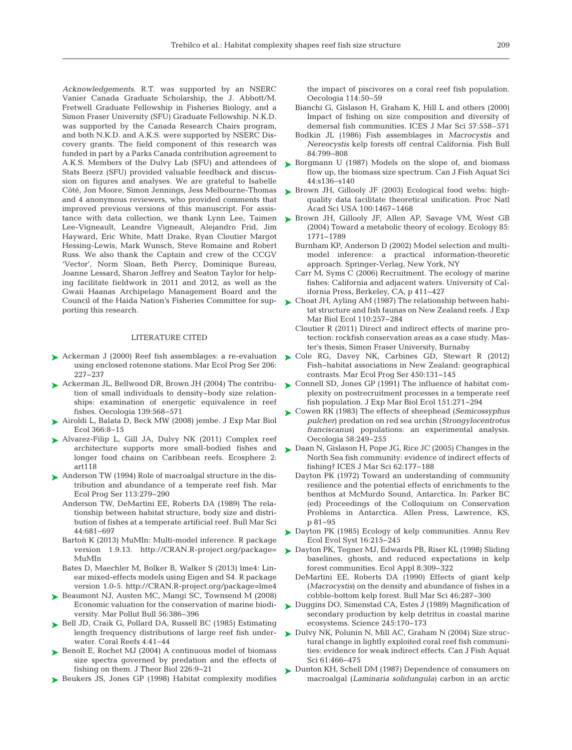*Acknowledgements*. R.T. was supported by an NSERC Vanier Canada Graduate Scholarship, the J. Abbott/M. Fretwell Graduate Fellowship in Fisheries Biology, and a Simon Fraser University (SFU) Graduate Fellowship. N.K.D. was supported by the Canada Research Chairs program, and both N.K.D. and A.K.S. were supported by NSERC Discovery grants. The field component of this research was funded in part by a Parks Canada contribution agreement to A.K.S. Members of the Dulvy Lab (SFU) and attendees of Stats Beerz (SFU) provided valuable feedback and discussion on figures and analyses. We are grateful to Isabelle Côté, Jon Moore, Simon Jennings, Jess Melbourne-Thomas and 4 anonymous reviewers, who provided comments that improved previous versions of this manuscript. For assistance with data collection, we thank Lynn Lee, Taimen Lee-Vigneault, Leandre Vigneault, Alejandro Frid, Jim Hayward, Eric White, Matt Drake, Ryan Cloutier Margot Hessing-Lewis, Mark Wunsch, Steve Romaine and Robert Russ. We also thank the Captain and crew of the CCGV 'Vector', Norm Sloan, Beth Piercy, Dominique Bureau, Joanne Lessard, Sharon Jeffrey and Seaton Taylor for helping facilitate fieldwork in 2011 and 2012, as well as the Gwaii Haanas Archipelago Management Board and the Council of the Haida Nation's Fisheries Committee for supporting this research.

## LITERATURE CITED

- Ackerman J (2000) Reef fish assemblages: a re-evaluation using enclosed rotenone stations. Mar Ecol Prog Ser 206: 227–237
- Ackerman JL, Bellwood DR, Brown JH (2004) The contribution of small individuals to density–body size relationships: examination of energetic equivalence in reef fishes. Oecologia 139:568–571
- Airoldi L, Balata D, Beck MW (2008) jembe. J Exp Mar Biol Ecol 366:8–15
- Alvarez-Filip L, Gill JA, Dulvy NK (2011) Complex reef architecture supports more small-bodied fishes and longer food chains on Caribbean reefs. Ecosphere 2: art118
- Anderson TW (1994) Role of macroalgal structure in the distribution and abundance of a temperate reef fish. Mar Ecol Prog Ser 113:279–290
- Anderson TW, DeMartini EE, Roberts DA (1989) The relationship between habitat structure, body size and distribution of fishes at a temperate artificial reef. Bull Mar Sci 44:681–697
- Bartoń K (2013) MuMIn: Multi-model inference. R package version 1.9.13. http://CRAN.R-project.org/package=MuMIn
- Bates D, Maechler M, Bolker B, Walker S (2013) lme4: Linear mixed-effects models using Eigen and S4. R package version 1.0-5. http://CRAN.R-project.org/package=lme4
- Beaumont NJ, Austen MC, Mangi SC, Townsend M (2008) Economic valuation for the conservation of marine biodiversity. Mar Pollut Bull 56:386–396
- Bell JD, Craik G, Pollard DA, Russell BC (1985) Estimating length frequency distributions of large reef fish underwater. Coral Reefs 4:41–44
- Benoît E, Rochet MJ (2004) A continuous model of biomass size spectra governed by predation and the effects of fishing on them. J Theor Biol 226:9–21
- Beukers JS, Jones GP (1998) Habitat complexity modifies the impact of piscivores on a coral reef fish population. Oecologia 114:50–59
- Bianchi G, Gislason H, Graham K, Hill L and others (2000) Impact of fishing on size composition and diversity of demersal fish communities. ICES J Mar Sci 57:558–571
- Bodkin JL (1986) Fish assemblages in *Macrocystis* and *Nereocystis* kelp forests off central California. Fish Bull 84:799–808
- Borgmann U (1987) Models on the slope of, and biomass flow up, the biomass size spectrum. Can J Fish Aquat Sci 44:s136–s140
- Brown JH, Gillooly JF (2003) Ecological food webs: high-quality data facilitate theoretical unification. Proc Natl Acad Sci USA 100:1467–1468
- Brown JH, Gillooly JF, Allen AP, Savage VM, West GB (2004) Toward a metabolic theory of ecology. Ecology 85: 1771–1789
- Burnham KP, Anderson D (2002) Model selection and multi-model inference: a practical information-theoretic approach. Springer-Verlag, New York, NY
- Carr M, Syms C (2006) Recruitment. The ecology of marine fishes: California and adjacent waters. University of California Press, Berkeley, CA, p 411–427
- Choat JH, Ayling AM (1987) The relationship between habitat structure and fish faunas on New Zealand reefs. J Exp Mar Biol Ecol 110:257–284
- Cloutier R (2011) Direct and indirect effects of marine protection: rockfish conservation areas as a case study. Master's thesis, Simon Fraser University, Burnaby
- Cole RG, Davey NK, Carbines GD, Stewart R (2012) Fish–habitat associations in New Zealand: geographical contrasts. Mar Ecol Prog Ser 450:131–145
- Connell SD, Jones GP (1991) The influence of habitat complexity on postrecruitment processes in a temperate reef fish population. J Exp Mar Biol Ecol 151:271–294
- Cowen RK (1983) The effects of sheephead (*Semicossyphus pulcher*) predation on red sea urchin (*Strongylocentrotus franciscanus*) populations: an experimental analysis. Oecologia 58:249–255
- Daan N, Gislason H, Pope JG, Rice JC (2005) Changes in the North Sea fish community: evidence of indirect effects of fishing? ICES J Mar Sci 62:177–188
- Dayton PK (1972) Toward an understanding of community resilience and the potential effects of enrichments to the benthos at McMurdo Sound, Antarctica. In: Parker BC (ed) Proceedings of the Colloquium on Conservation Problems in Antarctica. Allen Press, Lawrence, KS, p 81–95
- Dayton PK (1985) Ecology of kelp communities. Annu Rev Ecol Evol Syst 16:215–245
- Dayton PK, Tegner MJ, Edwards PB, Riser KL (1998) Sliding baselines, ghosts, and reduced expectations in kelp forest communities. Ecol Appl 8:309–322
- DeMartini EE, Roberts DA (1990) Effects of giant kelp (*Macrocystis*) on the density and abundance of fishes in a cobble-bottom kelp forest. Bull Mar Sci 46:287–300
- Duggins DO, Simenstad CA, Estes J (1989) Magnification of secondary production by kelp detritus in coastal marine ecosystems. Science 245:170–173
- Dulvy NK, Polunin N, Mill AC, Graham N (2004) Size structural change in lightly exploited coral reef fish communities: evidence for weak indirect effects. Can J Fish Aquat Sci 61:466–475
- Dunton KH, Schell DM (1987) Dependence of consumers on macroalgal (*Laminaria solidungula*) carbon in an arctic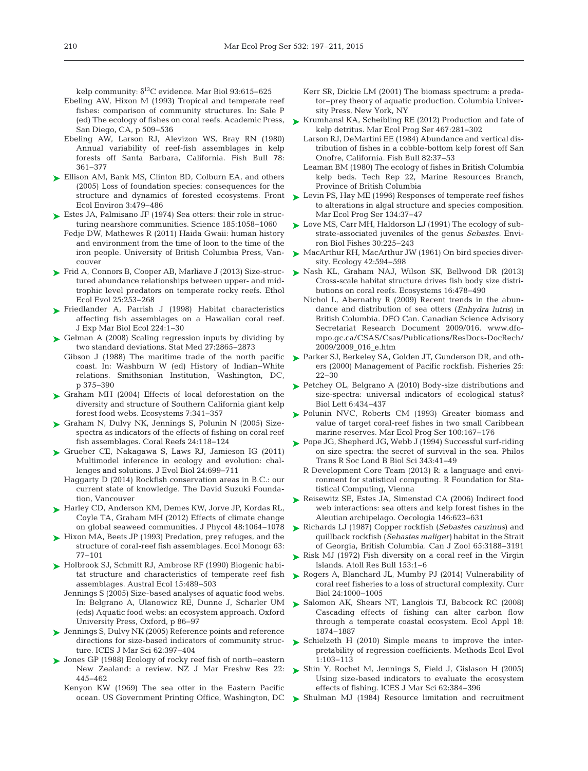kelp community: $\delta^{13}C$ evidence. Mar Biol 93:615–625

Ebeling AW, Hixon M (1993) Tropical and temperate reef fishes: comparison of community structures. In: Sale P (ed) The ecology of fishes on coral reefs. Academic Press, San Diego, CA, p 509–536

Ebeling AW, Larson RJ, Alevizon WS, Bray RN (1980) Annual variability of reef-fish assemblages in kelp forests off Santa Barbara, California. Fish Bull 78: 361–377

Ellison AM, Bank MS, Clinton BD, Colburn EA, and others (2005) Loss of foundation species: consequences for the structure and dynamics of forested ecosystems. Front Ecol Environ 3:479–486

Estes JA, Palmisano JF (1974) Sea otters: their role in structuring nearshore communities. Science 185:1058–1060

Fedje DW, Mathewes R (2011) Haida Gwaii: human history and environment from the time of loon to the time of the iron people. University of British Columbia Press, Vancouver

Frid A, Connors B, Cooper AB, Marliave J (2013) Size-structured abundance relationships between upper- and mid-trophic level predators on temperate rocky reefs. Ethol Ecol Evol 25:253–268

Friedlander A, Parrish J (1998) Habitat characteristics affecting fish assemblages on a Hawaiian coral reef. J Exp Mar Biol Ecol 224:1–30

Gelman A (2008) Scaling regression inputs by dividing by two standard deviations. Stat Med 27:2865–2873

Gibson J (1988) The maritime trade of the north pacific coast. In: Washburn W (ed) History of Indian–White relations. Smithsonian Institution, Washington, DC, p 375–390

Graham MH (2004) Effects of local deforestation on the diversity and structure of Southern California giant kelp forest food webs. Ecosystems 7:341–357

Graham N, Dulvy NK, Jennings S, Polunin N (2005) Size-spectra as indicators of the effects of fishing on coral reef fish assemblages. Coral Reefs 24:118–124

Grueber CE, Nakagawa S, Laws RJ, Jamieson IG (2011) Multimodel inference in ecology and evolution: challenges and solutions. J Evol Biol 24:699–711

Haggarty D (2014) Rockfish conservation areas in B.C.: our current state of knowledge. The David Suzuki Foundation, Vancouver

Harley CD, Anderson KM, Demes KW, Jorve JP, Kordas RL, Coyle TA, Graham MH (2012) Effects of climate change on global seaweed communities. J Phycol 48:1064–1078

Hixon MA, Beets JP (1993) Predation, prey refuges, and the structure of coral-reef fish assemblages. Ecol Monogr 63: 77–101

Holbrook SJ, Schmitt RJ, Ambrose RF (1990) Biogenic habitat structure and characteristics of temperate reef fish assemblages. Austral Ecol 15:489–503

Jennings S (2005) Size-based analyses of aquatic food webs. In: Belgrano A, Ulanowicz RE, Dunne J, Scharler UM (eds) Aquatic food webs: an ecosystem approach. Oxford University Press, Oxford, p 86–97

Jennings S, Dulvy NK (2005) Reference points and reference directions for size-based indicators of community structure. ICES J Mar Sci 62:397–404

Jones GP (1988) Ecology of rocky reef fish of north–eastern New Zealand: a review. NZ J Mar Freshw Res 22: 445–462

Kenyon KW (1969) The sea otter in the Eastern Pacific ocean. US Government Printing Office, Washington, DC

Kerr SR, Dickie LM (2001) The biomass spectrum: a predator–prey theory of aquatic production. Columbia University Press, New York, NY

Krumhansl KA, Scheibling RE (2012) Production and fate of kelp detritus. Mar Ecol Prog Ser 467:281–302

Larson RJ, DeMartini EE (1984) Abundance and vertical distribution of fishes in a cobble-bottom kelp forest off San Onofre, California. Fish Bull 82:37–53

Leaman BM (1980) The ecology of fishes in British Columbia kelp beds. Tech Rep 22, Marine Resources Branch, Province of British Columbia

Levin PS, Hay ME (1996) Responses of temperate reef fishes to alterations in algal structure and species composition. Mar Ecol Prog Ser 134:37–47

Love MS, Carr MH, Haldorson LJ (1991) The ecology of substrate-associated juveniles of the genus *Sebastes*. Environ Biol Fishes 30:225–243

MacArthur RH, MacArthur JW (1961) On bird species diversity. Ecology 42:594–598

Nash KL, Graham NAJ, Wilson SK, Bellwood DR (2013) Cross-scale habitat structure drives fish body size distributions on coral reefs. Ecosystems 16:478–490

Nichol L, Abernathy R (2009) Recent trends in the abundance and distribution of sea otters (*Enhydra lutris*) in British Columbia. DFO Can. Canadian Science Advisory Secretariat Research Document 2009/016. www.dfo-mpo.gc.ca/CSAS/Csas/Publications/ResDocs-DocRech/2009/2009_016_e.htm

Parker SJ, Berkeley SA, Golden JT, Gunderson DR, and others (2000) Management of Pacific rockfish. Fisheries 25: 22–30

Petchey OL, Belgrano A (2010) Body-size distributions and size-spectra: universal indicators of ecological status? Biol Lett 6:434–437

Polunin NVC, Roberts CM (1993) Greater biomass and value of target coral-reef fishes in two small Caribbean marine reserves. Mar Ecol Prog Ser 100:167–176

Pope JG, Shepherd JG, Webb J (1994) Successful surf-riding on size spectra: the secret of survival in the sea. Philos Trans R Soc Lond B Biol Sci 343:41–49

R Development Core Team (2013) R: a language and environment for statistical computing. R Foundation for Statistical Computing, Vienna

Reisewitz SE, Estes JA, Simenstad CA (2006) Indirect food web interactions: sea otters and kelp forest fishes in the Aleutian archipelago. Oecologia 146:623–631

Richards LJ (1987) Copper rockfish (*Sebastes caurinus*) and quillback rockfish (*Sebastes maliger*) habitat in the Strait of Georgia, British Columbia. Can J Zool 65:3188–3191

Risk MJ (1972) Fish diversity on a coral reef in the Virgin Islands. Atoll Res Bull 153:1–6

Rogers A, Blanchard JL, Mumby PJ (2014) Vulnerability of coral reef fisheries to a loss of structural complexity. Curr Biol 24:1000–1005

Salomon AK, Shears NT, Langlois TJ, Babcock RC (2008) Cascading effects of fishing can alter carbon flow through a temperate coastal ecosystem. Ecol Appl 18: 1874–1887

Schielzeth H (2010) Simple means to improve the interpretability of regression coefficients. Methods Ecol Evol 1:103–113

Shin Y, Rochet M, Jennings S, Field J, Gislason H (2005) Using size-based indicators to evaluate the ecosystem effects of fishing. ICES J Mar Sci 62:384–396

Shulman MJ (1984) Resource limitation and recruitment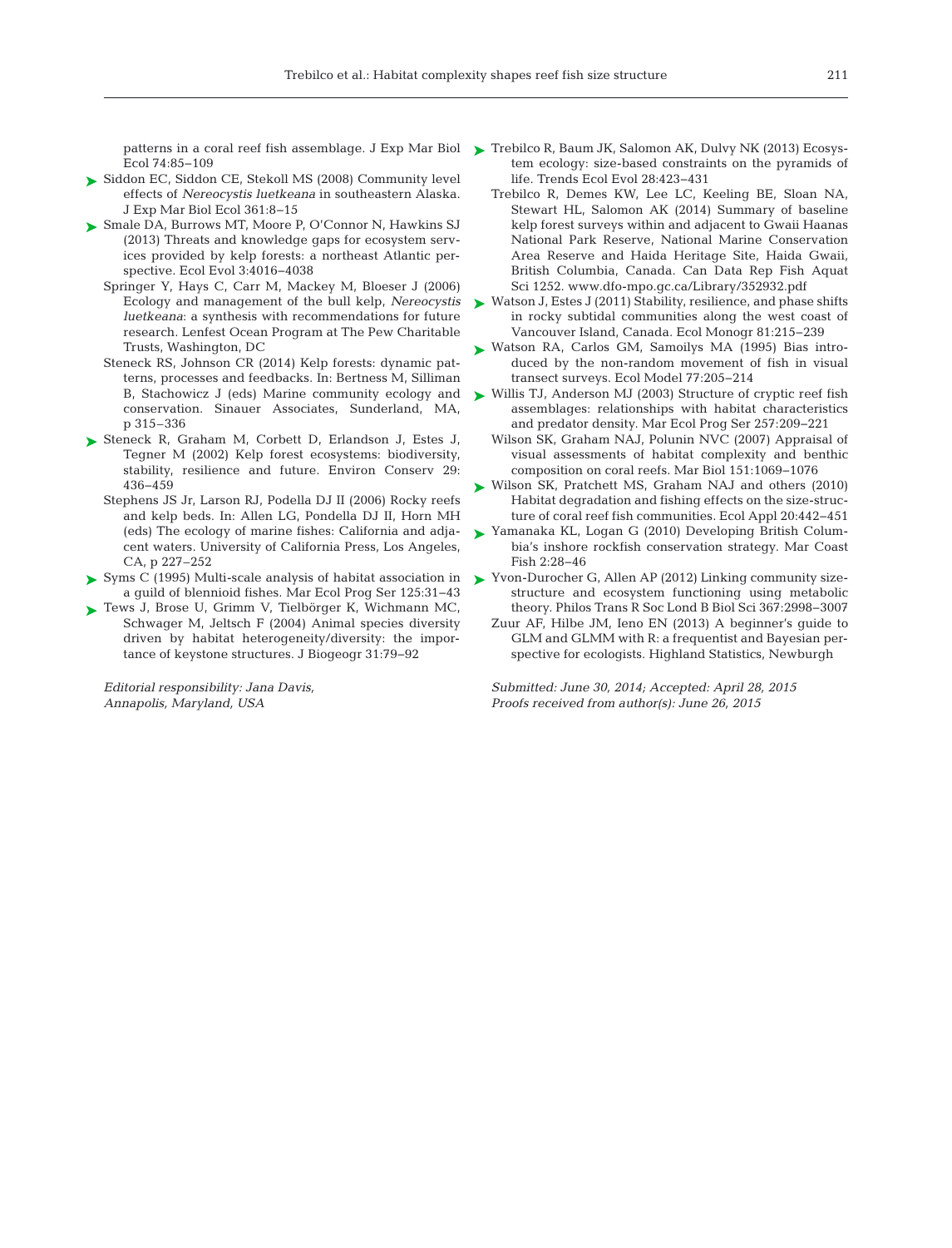patterns in a coral reef fish assemblage. J Exp Mar Biol Ecol 74:85–109

Siddon EC, Siddon CE, Stekoll MS (2008) Community level effects of *Nereocystis luetkeana* in southeastern Alaska. J Exp Mar Biol Ecol 361:8–15

Smale DA, Burrows MT, Moore P, O'Connor N, Hawkins SJ (2013) Threats and knowledge gaps for ecosystem services provided by kelp forests: a northeast Atlantic perspective. Ecol Evol 3:4016–4038

Springer Y, Hays C, Carr M, Mackey M, Bloeser J (2006) Ecology and management of the bull kelp, *Nereocystis luetkeana*: a synthesis with recommendations for future research. Lenfest Ocean Program at The Pew Charitable Trusts, Washington, DC

Steneck RS, Johnson CR (2014) Kelp forests: dynamic patterns, processes and feedbacks. In: Bertness M, Silliman B, Stachowicz J (eds) Marine community ecology and conservation. Sinauer Associates, Sunderland, MA, p 315–336

Steneck R, Graham M, Corbett D, Erlandson J, Estes J, Tegner M (2002) Kelp forest ecosystems: biodiversity, stability, resilience and future. Environ Conserv 29: 436–459

Stephens JS Jr, Larson RJ, Podella DJ II (2006) Rocky reefs and kelp beds. In: Allen LG, Pondella DJ II, Horn MH (eds) The ecology of marine fishes: California and adjacent waters. University of California Press, Los Angeles, CA, p 227–252

Syms C (1995) Multi-scale analysis of habitat association in a guild of blennioid fishes. Mar Ecol Prog Ser 125:31–43

Tews J, Brose U, Grimm V, Tielbörger K, Wichmann MC, Schwager M, Jeltsch F (2004) Animal species diversity driven by habitat heterogeneity/diversity: the importance of keystone structures. J Biogeogr 31:79–92

Trebilco R, Baum JK, Salomon AK, Dulvy NK (2013) Ecosystem ecology: size-based constraints on the pyramids of life. Trends Ecol Evol 28:423–431

Trebilco R, Demes KW, Lee LC, Keeling BE, Sloan NA, Stewart HL, Salomon AK (2014) Summary of baseline kelp forest surveys within and adjacent to Gwaii Haanas National Park Reserve, National Marine Conservation Area Reserve and Haida Heritage Site, Haida Gwaii, British Columbia, Canada. Can Data Rep Fish Aquat Sci 1252. www.dfo-mpo.gc.ca/Library/352932.pdf

Watson J, Estes J (2011) Stability, resilience, and phase shifts in rocky subtidal communities along the west coast of Vancouver Island, Canada. Ecol Monogr 81:215–239

Watson RA, Carlos GM, Samoilys MA (1995) Bias introduced by the non-random movement of fish in visual transect surveys. Ecol Model 77:205–214

Willis TJ, Anderson MJ (2003) Structure of cryptic reef fish assemblages: relationships with habitat characteristics and predator density. Mar Ecol Prog Ser 257:209–221

Wilson SK, Graham NAJ, Polunin NVC (2007) Appraisal of visual assessments of habitat complexity and benthic composition on coral reefs. Mar Biol 151:1069–1076

Wilson SK, Pratchett MS, Graham NAJ and others (2010) Habitat degradation and fishing effects on the size-structure of coral reef fish communities. Ecol Appl 20:442–451

Yamanaka KL, Logan G (2010) Developing British Columbia's inshore rockfish conservation strategy. Mar Coast Fish 2:28–46

Yvon-Durocher G, Allen AP (2012) Linking community size-structure and ecosystem functioning using metabolic theory. Philos Trans R Soc Lond B Biol Sci 367:2998–3007

Zuur AF, Hilbe JM, Ieno EN (2013) A beginner's guide to GLM and GLMM with R: a frequentist and Bayesian perspective for ecologists. Highland Statistics, Newburgh

*Editorial responsibility: Jana Davis, Annapolis, Maryland, USA*

*Submitted: June 30, 2014; Accepted: April 28, 2015*
*Proofs received from author(s): June 26, 2015*